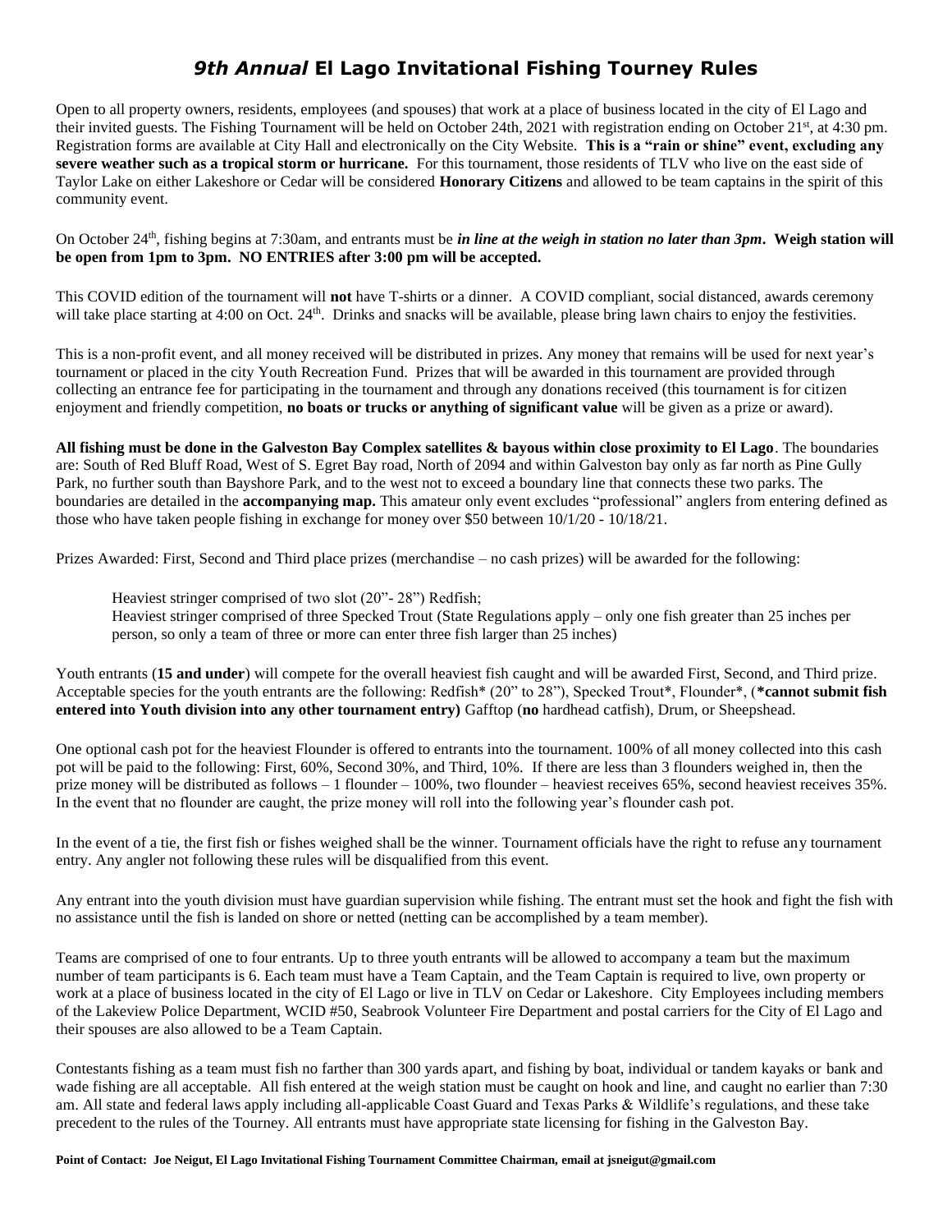# *9th Annual* El Lago Invitational Fishing Tourney Rules

Open to all property owners, residents, employees (and spouses) that work at a place of business located in the city of El Lago and their invited guests. The Fishing Tournament will be held on October 24th, 2021 with registration ending on October 21st, at 4:30 pm. Registration forms are available at City Hall and electronically on the City Website. **This is a "rain or shine" event, excluding any severe weather such as a tropical storm or hurricane.** For this tournament, those residents of TLV who live on the east side of Taylor Lake on either Lakeshore or Cedar will be considered **Honorary Citizens** and allowed to be team captains in the spirit of this community event.

On October 24th, fishing begins at 7:30am, and entrants must be ***in line at the weigh in station no later than 3pm*. Weigh station will be open from 1pm to 3pm. NO ENTRIES after 3:00 pm will be accepted.**

This COVID edition of the tournament will **not** have T-shirts or a dinner. A COVID compliant, social distanced, awards ceremony will take place starting at 4:00 on Oct. 24th. Drinks and snacks will be available, please bring lawn chairs to enjoy the festivities.

This is a non-profit event, and all money received will be distributed in prizes. Any money that remains will be used for next year's tournament or placed in the city Youth Recreation Fund. Prizes that will be awarded in this tournament are provided through collecting an entrance fee for participating in the tournament and through any donations received (this tournament is for citizen enjoyment and friendly competition, **no boats or trucks or anything of significant value** will be given as a prize or award).

**All fishing must be done in the Galveston Bay Complex satellites & bayous within close proximity to El Lago**. The boundaries are: South of Red Bluff Road, West of S. Egret Bay road, North of 2094 and within Galveston bay only as far north as Pine Gully Park, no further south than Bayshore Park, and to the west not to exceed a boundary line that connects these two parks. The boundaries are detailed in the **accompanying map.** This amateur only event excludes "professional" anglers from entering defined as those who have taken people fishing in exchange for money over $50 between 10/1/20 - 10/18/21.

Prizes Awarded: First, Second and Third place prizes (merchandise – no cash prizes) will be awarded for the following:

> Heaviest stringer comprised of two slot (20"- 28") Redfish;
> Heaviest stringer comprised of three Specked Trout (State Regulations apply – only one fish greater than 25 inches per person, so only a team of three or more can enter three fish larger than 25 inches)

Youth entrants (**15 and under**) will compete for the overall heaviest fish caught and will be awarded First, Second, and Third prize. Acceptable species for the youth entrants are the following: Redfish* (20" to 28"), Specked Trout*, Flounder*, (***cannot submit fish entered into Youth division into any other tournament entry)** Gafftop (**no** hardhead catfish), Drum, or Sheepshead.

One optional cash pot for the heaviest Flounder is offered to entrants into the tournament. 100% of all money collected into this cash pot will be paid to the following: First, 60%, Second 30%, and Third, 10%. If there are less than 3 flounders weighed in, then the prize money will be distributed as follows – 1 flounder – 100%, two flounder – heaviest receives 65%, second heaviest receives 35%. In the event that no flounder are caught, the prize money will roll into the following year's flounder cash pot.

In the event of a tie, the first fish or fishes weighed shall be the winner. Tournament officials have the right to refuse any tournament entry. Any angler not following these rules will be disqualified from this event.

Any entrant into the youth division must have guardian supervision while fishing. The entrant must set the hook and fight the fish with no assistance until the fish is landed on shore or netted (netting can be accomplished by a team member).

Teams are comprised of one to four entrants. Up to three youth entrants will be allowed to accompany a team but the maximum number of team participants is 6. Each team must have a Team Captain, and the Team Captain is required to live, own property or work at a place of business located in the city of El Lago or live in TLV on Cedar or Lakeshore. City Employees including members of the Lakeview Police Department, WCID #50, Seabrook Volunteer Fire Department and postal carriers for the City of El Lago and their spouses are also allowed to be a Team Captain.

Contestants fishing as a team must fish no farther than 300 yards apart, and fishing by boat, individual or tandem kayaks or bank and wade fishing are all acceptable. All fish entered at the weigh station must be caught on hook and line, and caught no earlier than 7:30 am. All state and federal laws apply including all-applicable Coast Guard and Texas Parks & Wildlife's regulations, and these take precedent to the rules of the Tourney. All entrants must have appropriate state licensing for fishing in the Galveston Bay.

**Point of Contact: Joe Neigut, El Lago Invitational Fishing Tournament Committee Chairman, email at jsneigut@gmail.com**